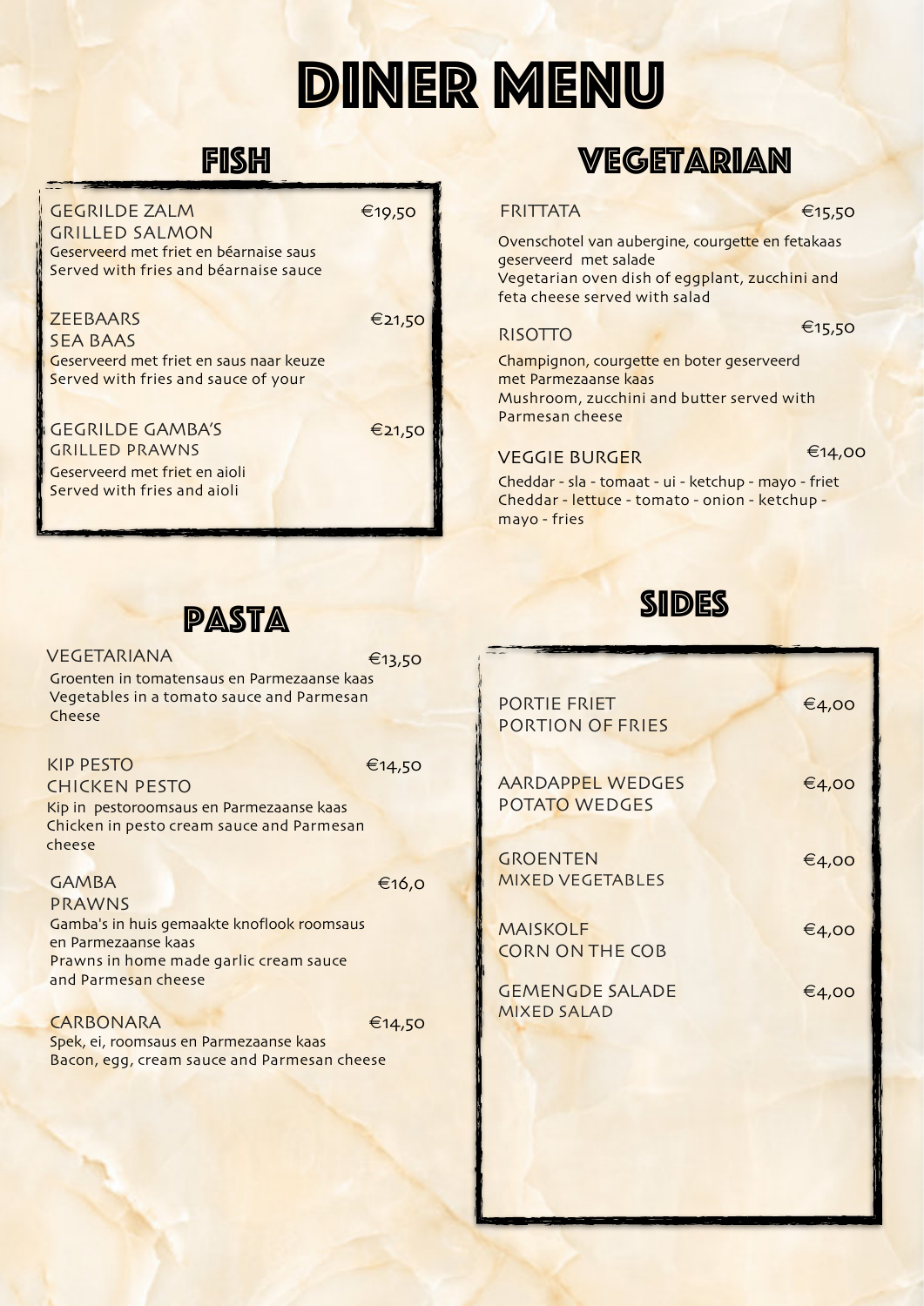# DINER MENU

## FISH

**GEGRILDE ZALM** €19,50
**GRILLED SALMON**
Geserveerd met friet en béarnaise saus
Served with fries and béarnaise sauce

**ZEEBAARS** €21,50
**SEA BAAS**
Geserveerd met friet en saus naar keuze
Served with fries and sauce of your

**GEGRILDE GAMBA'S** €21,50
**GRILLED PRAWNS**
Geserveerd met friet en aioli
Served with fries and aioli

## VEGETARIAN

**FRITTATA** €15,50
Ovenschotel van aubergine, courgette en fetakaas geserveerd met salade
Vegetarian oven dish of eggplant, zucchini and feta cheese served with salad

**RISOTTO** €15,50
Champignon, courgette en boter geserveerd met Parmezaanse kaas
Mushroom, zucchini and butter served with Parmesan cheese

**VEGGIE BURGER** €14,00
Cheddar - sla - tomaat - ui - ketchup - mayo - friet
Cheddar - lettuce - tomato - onion - ketchup - mayo - fries

## PASTA

**VEGETARIANA** €13,50
Groenten in tomatensaus en Parmezaanse kaas
Vegetables in a tomato sauce and Parmesan Cheese

**KIP PESTO** €14,50
**CHICKEN PESTO**
Kip in pestoroomsaus en Parmezaanse kaas
Chicken in pesto cream sauce and Parmesan cheese

**GAMBA** €16,0
**PRAWNS**
Gamba's in huis gemaakte knoflook roomsaus en Parmezaanse kaas
Prawns in home made garlic cream sauce and Parmesan cheese

**CARBONARA** €14,50
Spek, ei, roomsaus en Parmezaanse kaas
Bacon, egg, cream sauce and Parmesan cheese

## SIDES

**PORTIE FRIET** €4,00
**PORTION OF FRIES**

**AARDAPPEL WEDGES** €4,00
**POTATO WEDGES**

**GROENTEN** €4,00
**MIXED VEGETABLES**

**MAISKOLF** €4,00
**CORN ON THE COB**

**GEMENGDE SALADE** €4,00
**MIXED SALAD**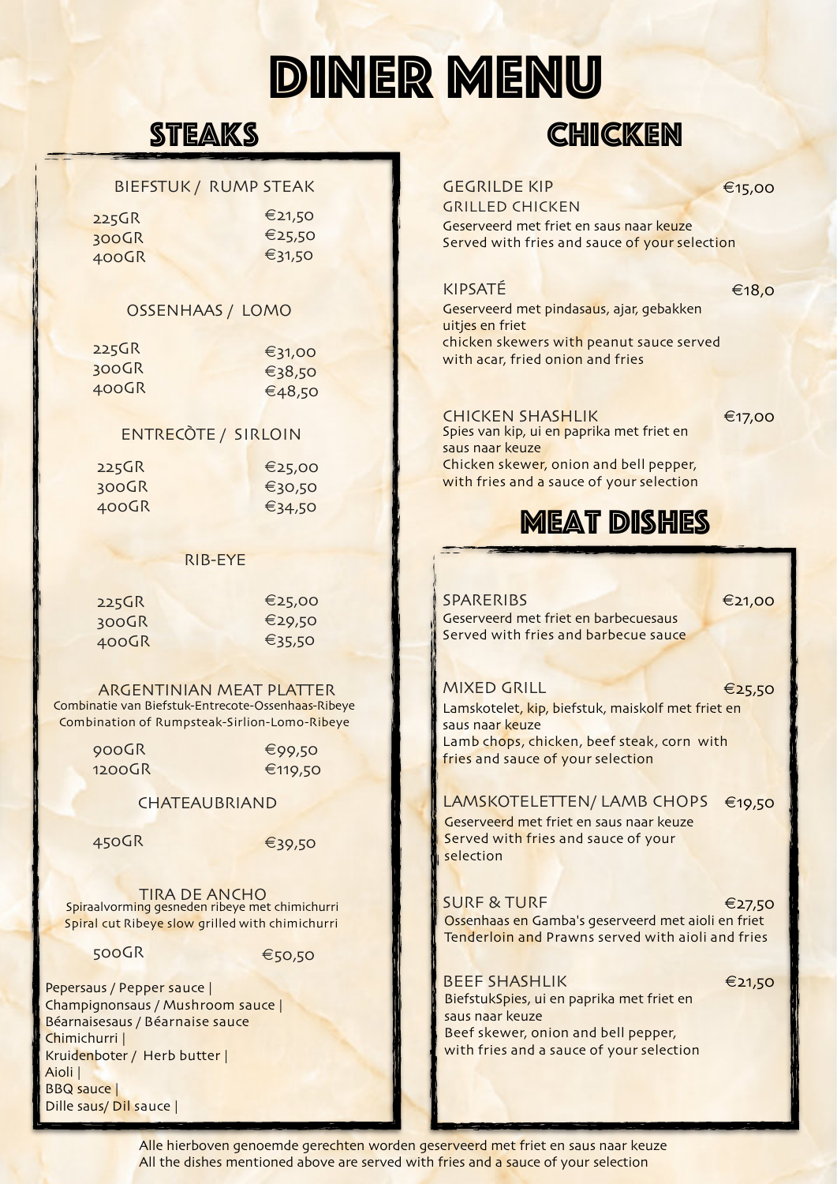# DINER MENU

## STEAKS

### BIEFSTUK / RUMP STEAK

| | |
|---|---|
| 225GR | €21,50 |
| 300GR | €25,50 |
| 400GR | €31,50 |

### OSSENHAAS / LOMO

| | |
|---|---|
| 225GR | €31,00 |
| 300GR | €38,50 |
| 400GR | €48,50 |

### ENTRECÒTE / SIRLOIN

| | |
|---|---|
| 225GR | €25,00 |
| 300GR | €30,50 |
| 400GR | €34,50 |

### RIB-EYE

| | |
|---|---|
| 225GR | €25,00 |
| 300GR | €29,50 |
| 400GR | €35,50 |

### ARGENTINIAN MEAT PLATTER

Combinatie van Biefstuk-Entrecote-Ossenhaas-Ribeye
Combination of Rumpsteak-Sirlion-Lomo-Ribeye

| | |
|---|---|
| 900GR | €99,50 |
| 1200GR | €119,50 |

### CHATEAUBRIAND

| | |
|---|---|
| 450GR | €39,50 |

### TIRA DE ANCHO

Spiraalvorming gesneden ribeye met chimichurri
Spiral cut Ribeye slow grilled with chimichurri

| | |
|---|---|
| 500GR | €50,50 |

Pepersaus / Pepper sauce |
Champignonsaus / Mushroom sauce |
Béarnaisesaus / Béarnaise sauce
Chimichurri |
Kruidenboter / Herb butter |
Aioli |
BBQ sauce |
Dille saus/ Dil sauce |

## CHICKEN

**GEGRILDE KIP** €15,00
**GRILLED CHICKEN**
Geserveerd met friet en saus naar keuze
Served with fries and sauce of your selection

**KIPSATÉ** €18,0
Geserveerd met pindasaus, ajar, gebakken uitjes en friet
chicken skewers with peanut sauce served with acar, fried onion and fries

**CHICKEN SHASHLIK** €17,00
Spies van kip, ui en paprika met friet en saus naar keuze
Chicken skewer, onion and bell pepper, with fries and a sauce of your selection

## MEAT DISHES

**SPARERIBS** €21,00
Geserveerd met friet en barbecuesaus
Served with fries and barbecue sauce

**MIXED GRILL** €25,50
Lamskotelet, kip, biefstuk, maiskolf met friet en saus naar keuze
Lamb chops, chicken, beef steak, corn with fries and sauce of your selection

**LAMSKOTELETTEN/ LAMB CHOPS** €19,50
Geserveerd met friet en saus naar keuze
Served with fries and sauce of your selection

**SURF & TURF** €27,50
Ossenhaas en Gamba's geserveerd met aioli en friet
Tenderloin and Prawns served with aioli and fries

**BEEF SHASHLIK** €21,50
BiefstukSpies, ui en paprika met friet en saus naar keuze
Beef skewer, onion and bell pepper, with fries and a sauce of your selection

Alle hierboven genoemde gerechten worden geserveerd met friet en saus naar keuze
All the dishes mentioned above are served with fries and a sauce of your selection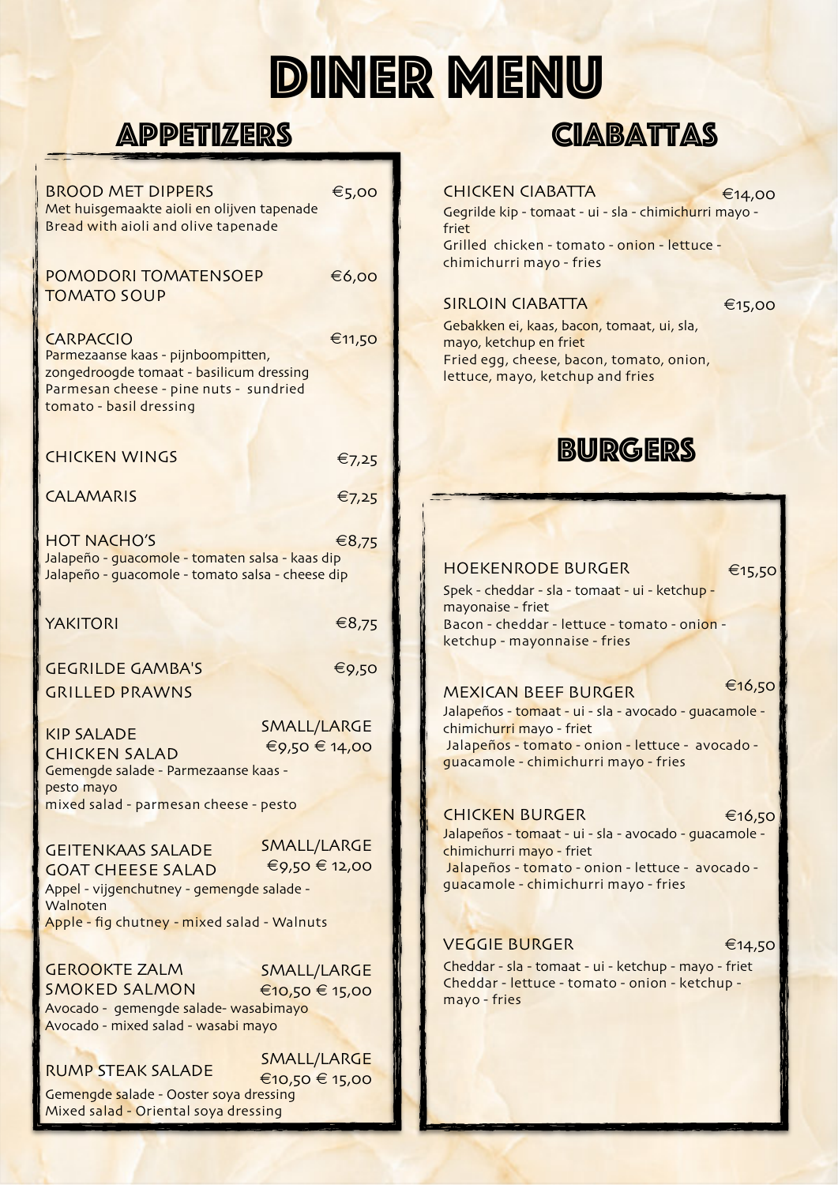# DINER MENU

## APPETIZERS

**BROOD MET DIPPERS** — €5,00
Met huisgemaakte aioli en olijven tapenade
Bread with aioli and olive tapenade

**POMODORI TOMATENSOEP** — €6,00
**TOMATO SOUP**

**CARPACCIO** — €11,50
Parmezaanse kaas - pijnboompitten, zongedroogde tomaat - basilicum dressing
Parmesan cheese - pine nuts - sundried tomato - basil dressing

**CHICKEN WINGS** — €7,25

**CALAMARIS** — €7,25

**HOT NACHO'S** — €8,75
Jalapeño - guacomole - tomaten salsa - kaas dip
Jalapeño - guacomole - tomato salsa - cheese dip

**YAKITORI** — €8,75

**GEGRILDE GAMBA'S** — €9,50
**GRILLED PRAWNS**

**KIP SALADE**
**CHICKEN SALAD** — SMALL/LARGE €9,50 € 14,00
Gemengde salade - Parmezaanse kaas - pesto mayo
mixed salad - parmesan cheese - pesto

**GEITENKAAS SALADE**
**GOAT CHEESE SALAD** — SMALL/LARGE €9,50 € 12,00
Appel - vijgenchutney - gemengde salade - Walnoten
Apple - fig chutney - mixed salad - Walnuts

**GEROOKTE ZALM**
**SMOKED SALMON** — SMALL/LARGE €10,50 € 15,00
Avocado - gemengde salade- wasabimayo
Avocado - mixed salad - wasabi mayo

**RUMP STEAK SALADE** — SMALL/LARGE €10,50 € 15,00
Gemengde salade - Ooster soya dressing
Mixed salad - Oriental soya dressing

## CIABATTAS

**CHICKEN CIABATTA** — €14,00
Gegrilde kip - tomaat - ui - sla - chimichurri mayo - friet
Grilled chicken - tomato - onion - lettuce - chimichurri mayo - fries

**SIRLOIN CIABATTA** — €15,00
Gebakken ei, kaas, bacon, tomaat, ui, sla, mayo, ketchup en friet
Fried egg, cheese, bacon, tomato, onion, lettuce, mayo, ketchup and fries

## BURGERS

**HOEKENRODE BURGER** — €15,50
Spek - cheddar - sla - tomaat - ui - ketchup - mayonaise - friet
Bacon - cheddar - lettuce - tomato - onion - ketchup - mayonnaise - fries

**MEXICAN BEEF BURGER** — €16,50
Jalapeños - tomaat - ui - sla - avocado - guacamole - chimichurri mayo - friet
Jalapeños - tomato - onion - lettuce - avocado - guacamole - chimichurri mayo - fries

**CHICKEN BURGER** — €16,50
Jalapeños - tomaat - ui - sla - avocado - guacamole - chimichurri mayo - friet
Jalapeños - tomato - onion - lettuce - avocado - guacamole - chimichurri mayo - fries

**VEGGIE BURGER** — €14,50
Cheddar - sla - tomaat - ui - ketchup - mayo - friet
Cheddar - lettuce - tomato - onion - ketchup - mayo - fries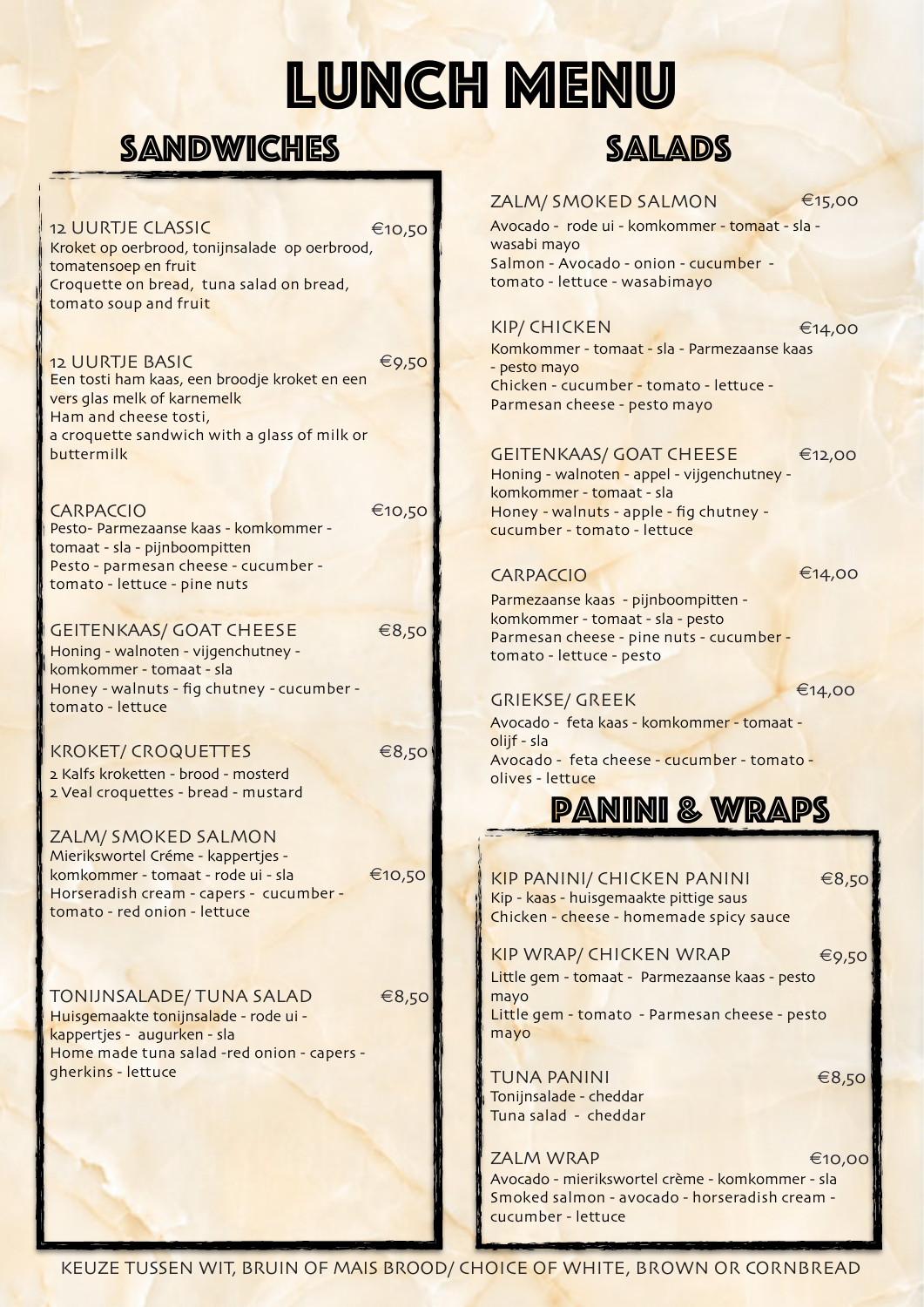# LUNCH MENU

## SANDWICHES

### 12 UURTJE CLASSIC — €10,50

Kroket op oerbrood, tonijnsalade op oerbrood, tomatensoep en fruit
Croquette on bread, tuna salad on bread, tomato soup and fruit

### 12 UURTJE BASIC — €9,50

Een tosti ham kaas, een broodje kroket en een vers glas melk of karnemelk
Ham and cheese tosti,
a croquette sandwich with a glass of milk or buttermilk

### CARPACCIO — €10,50

Pesto- Parmezaanse kaas - komkommer - tomaat - sla - pijnboompitten
Pesto - parmesan cheese - cucumber - tomato - lettuce - pine nuts

### GEITENKAAS/ GOAT CHEESE — €8,50

Honing - walnoten - vijgenchutney - komkommer - tomaat - sla
Honey - walnuts - fig chutney - cucumber - tomato - lettuce

### KROKET/ CROQUETTES — €8,50

2 Kalfs kroketten - brood - mosterd
2 Veal croquettes - bread - mustard

### ZALM/ SMOKED SALMON — €10,50

Mierikswortel Créme - kappertjes - komkommer - tomaat - rode ui - sla
Horseradish cream - capers - cucumber - tomato - red onion - lettuce

### TONIJNSALADE/ TUNA SALAD — €8,50

Huisgemaakte tonijnsalade - rode ui - kappertjes - augurken - sla
Home made tuna salad -red onion - capers - gherkins - lettuce

## SALADS

### ZALM/ SMOKED SALMON — €15,00

Avocado - rode ui - komkommer - tomaat - sla - wasabi mayo
Salmon - Avocado - onion - cucumber - tomato - lettuce - wasabimayo

### KIP/ CHICKEN — €14,00

Komkommer - tomaat - sla - Parmezaanse kaas - pesto mayo
Chicken - cucumber - tomato - lettuce - Parmesan cheese - pesto mayo

### GEITENKAAS/ GOAT CHEESE — €12,00

Honing - walnoten - appel - vijgenchutney - komkommer - tomaat - sla
Honey - walnuts - apple - fig chutney - cucumber - tomato - lettuce

### CARPACCIO — €14,00

Parmezaanse kaas - pijnboompitten - komkommer - tomaat - sla - pesto
Parmesan cheese - pine nuts - cucumber - tomato - lettuce - pesto

### GRIEKSE/ GREEK — €14,00

Avocado - feta kaas - komkommer - tomaat - olijf - sla
Avocado - feta cheese - cucumber - tomato - olives - lettuce

## PANINI & WRAPS

### KIP PANINI/ CHICKEN PANINI — €8,50

Kip - kaas - huisgemaakte pittige saus
Chicken - cheese - homemade spicy sauce

### KIP WRAP/ CHICKEN WRAP — €9,50

Little gem - tomaat - Parmezaanse kaas - pesto mayo
Little gem - tomato - Parmesan cheese - pesto mayo

### TUNA PANINI — €8,50

Tonijnsalade - cheddar
Tuna salad - cheddar

### ZALM WRAP — €10,00

Avocado - mierikswortel crème - komkommer - sla
Smoked salmon - avocado - horseradish cream - cucumber - lettuce

KEUZE TUSSEN WIT, BRUIN OF MAIS BROOD/ CHOICE OF WHITE, BROWN OR CORNBREAD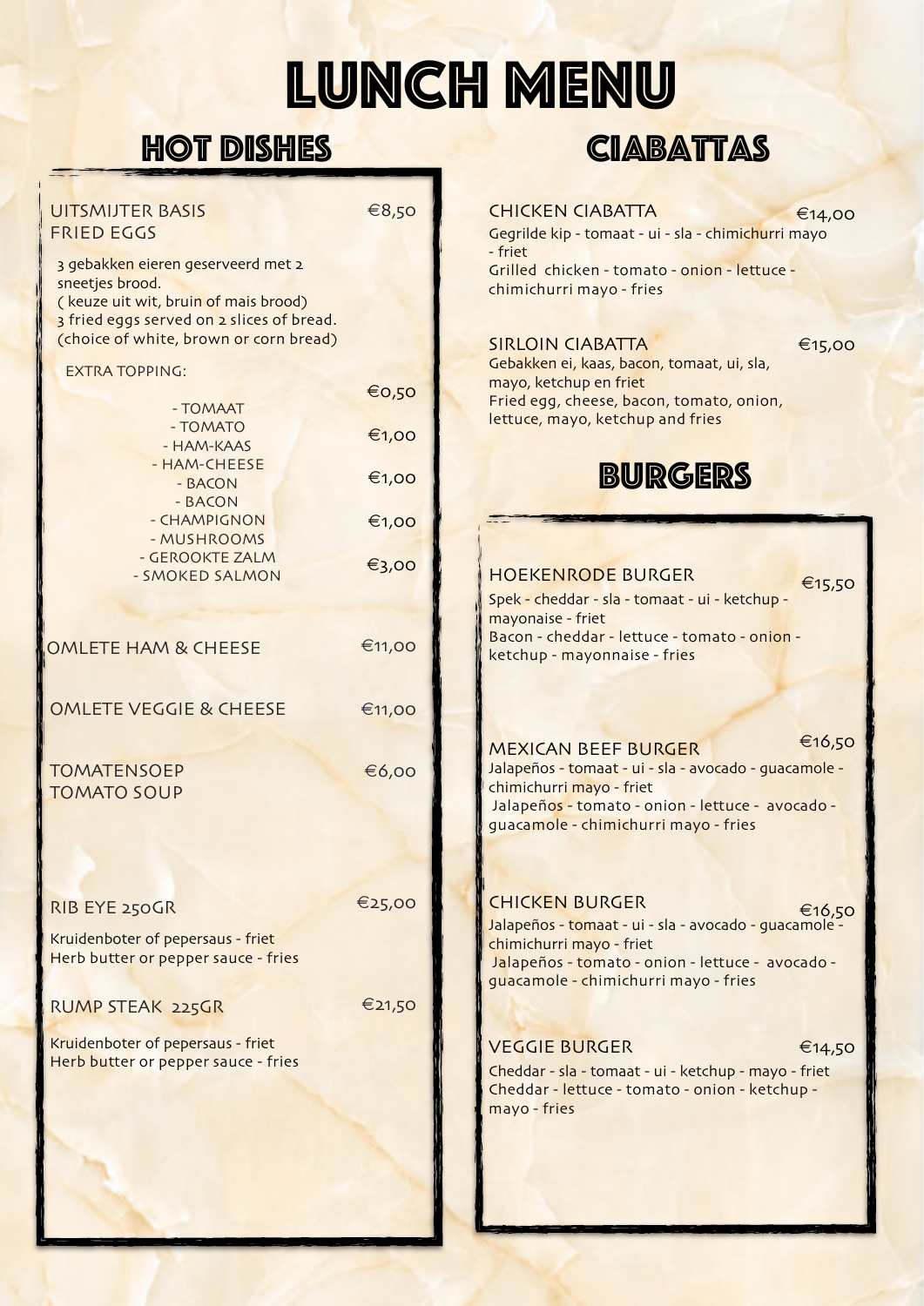# LUNCH MENU

## HOT DISHES

**UITSMIJTER BASIS**
**FRIED EGGS** — €8,50

3 gebakken eieren geserveerd met 2 sneetjes brood.
( keuze uit wit, bruin of mais brood)
3 fried eggs served on 2 slices of bread.
(choice of white, brown or corn bread)

EXTRA TOPPING:

| | |
|---|---|
| - TOMAAT / - TOMATO | €0,50 |
| - HAM-KAAS / - HAM-CHEESE | €1,00 |
| - BACON / - BACON | €1,00 |
| - CHAMPIGNON / - MUSHROOMS | €1,00 |
| - GEROOKTE ZALM / - SMOKED SALMON | €3,00 |

**OMLETE HAM & CHEESE** — €11,00

**OMLETE VEGGIE & CHEESE** — €11,00

**TOMATENSOEP**
**TOMATO SOUP** — €6,00

**RIB EYE 250GR** — €25,00

Kruidenboter of pepersaus - friet
Herb butter or pepper sauce - fries

**RUMP STEAK 225GR** — €21,50

Kruidenboter of pepersaus - friet
Herb butter or pepper sauce - fries

## CIABATTAS

**CHICKEN CIABATTA** — €14,00

Gegrilde kip - tomaat - ui - sla - chimichurri mayo - friet
Grilled chicken - tomato - onion - lettuce - chimichurri mayo - fries

**SIRLOIN CIABATTA** — €15,00

Gebakken ei, kaas, bacon, tomaat, ui, sla, mayo, ketchup en friet
Fried egg, cheese, bacon, tomato, onion, lettuce, mayo, ketchup and fries

## BURGERS

**HOEKENRODE BURGER** — €15,50

Spek - cheddar - sla - tomaat - ui - ketchup - mayonaise - friet
Bacon - cheddar - lettuce - tomato - onion - ketchup - mayonnaise - fries

**MEXICAN BEEF BURGER** — €16,50

Jalapeños - tomaat - ui - sla - avocado - guacamole - chimichurri mayo - friet
Jalapeños - tomato - onion - lettuce - avocado - guacamole - chimichurri mayo - fries

**CHICKEN BURGER** — €16,50

Jalapeños - tomaat - ui - sla - avocado - guacamole - chimichurri mayo - friet
Jalapeños - tomato - onion - lettuce - avocado - guacamole - chimichurri mayo - fries

**VEGGIE BURGER** — €14,50

Cheddar - sla - tomaat - ui - ketchup - mayo - friet
Cheddar - lettuce - tomato - onion - ketchup - mayo - fries